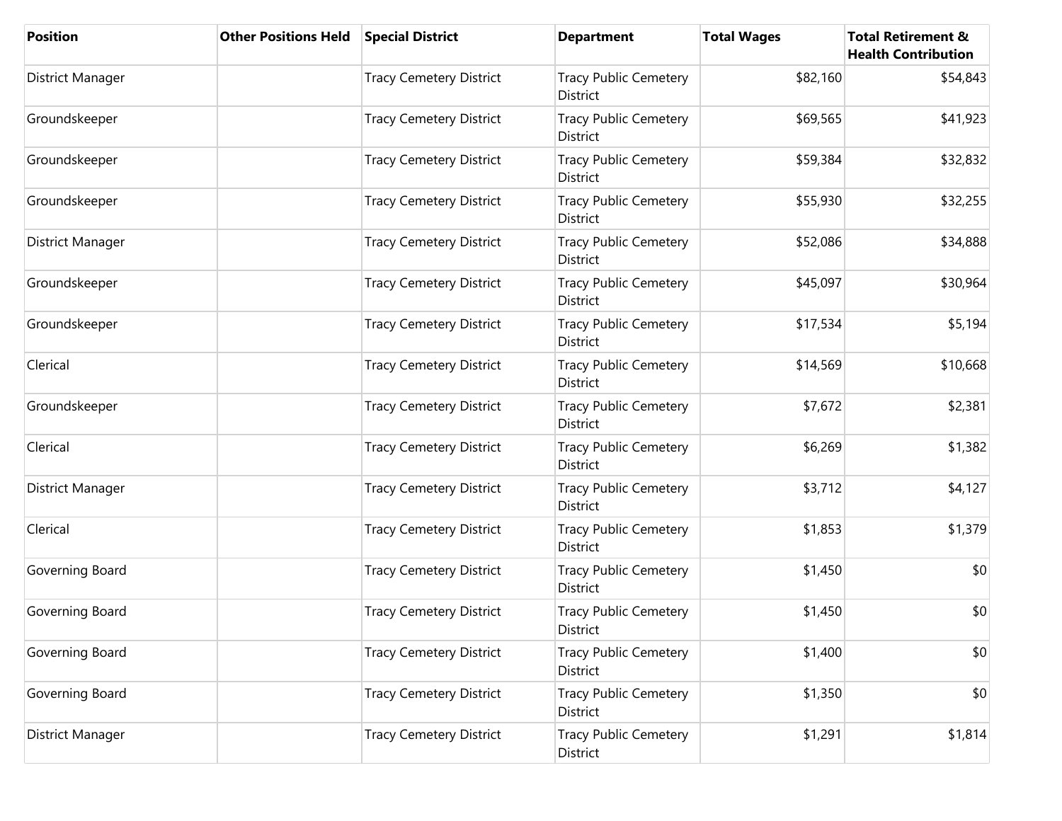| Position | Other Positions Held | Special District | Department | Total Wages | Total Retirement & Health Contribution |
|---|---|---|---|---|---|
| District Manager | | Tracy Cemetery District | Tracy Public Cemetery District | $82,160 | $54,843 |
| Groundskeeper | | Tracy Cemetery District | Tracy Public Cemetery District | $69,565 | $41,923 |
| Groundskeeper | | Tracy Cemetery District | Tracy Public Cemetery District | $59,384 | $32,832 |
| Groundskeeper | | Tracy Cemetery District | Tracy Public Cemetery District | $55,930 | $32,255 |
| District Manager | | Tracy Cemetery District | Tracy Public Cemetery District | $52,086 | $34,888 |
| Groundskeeper | | Tracy Cemetery District | Tracy Public Cemetery District | $45,097 | $30,964 |
| Groundskeeper | | Tracy Cemetery District | Tracy Public Cemetery District | $17,534 | $5,194 |
| Clerical | | Tracy Cemetery District | Tracy Public Cemetery District | $14,569 | $10,668 |
| Groundskeeper | | Tracy Cemetery District | Tracy Public Cemetery District | $7,672 | $2,381 |
| Clerical | | Tracy Cemetery District | Tracy Public Cemetery District | $6,269 | $1,382 |
| District Manager | | Tracy Cemetery District | Tracy Public Cemetery District | $3,712 | $4,127 |
| Clerical | | Tracy Cemetery District | Tracy Public Cemetery District | $1,853 | $1,379 |
| Governing Board | | Tracy Cemetery District | Tracy Public Cemetery District | $1,450 | $0 |
| Governing Board | | Tracy Cemetery District | Tracy Public Cemetery District | $1,450 | $0 |
| Governing Board | | Tracy Cemetery District | Tracy Public Cemetery District | $1,400 | $0 |
| Governing Board | | Tracy Cemetery District | Tracy Public Cemetery District | $1,350 | $0 |
| District Manager | | Tracy Cemetery District | Tracy Public Cemetery District | $1,291 | $1,814 |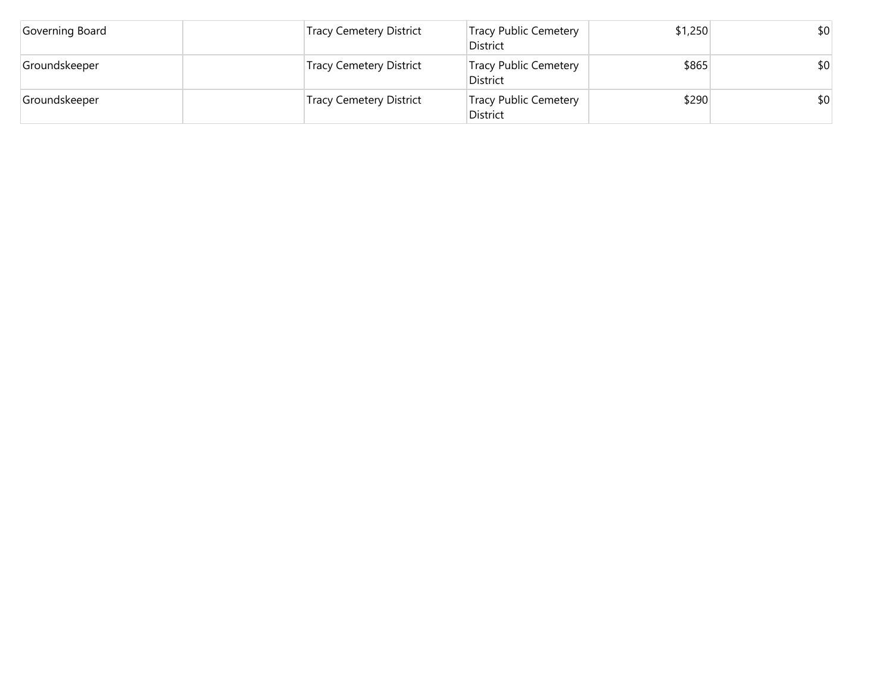| | | | | | |
|---|---|---|---|---|---|
| Governing Board | | Tracy Cemetery District | Tracy Public Cemetery District | $1,250 | $0 |
| Groundskeeper | | Tracy Cemetery District | Tracy Public Cemetery District | $865 | $0 |
| Groundskeeper | | Tracy Cemetery District | Tracy Public Cemetery District | $290 | $0 |